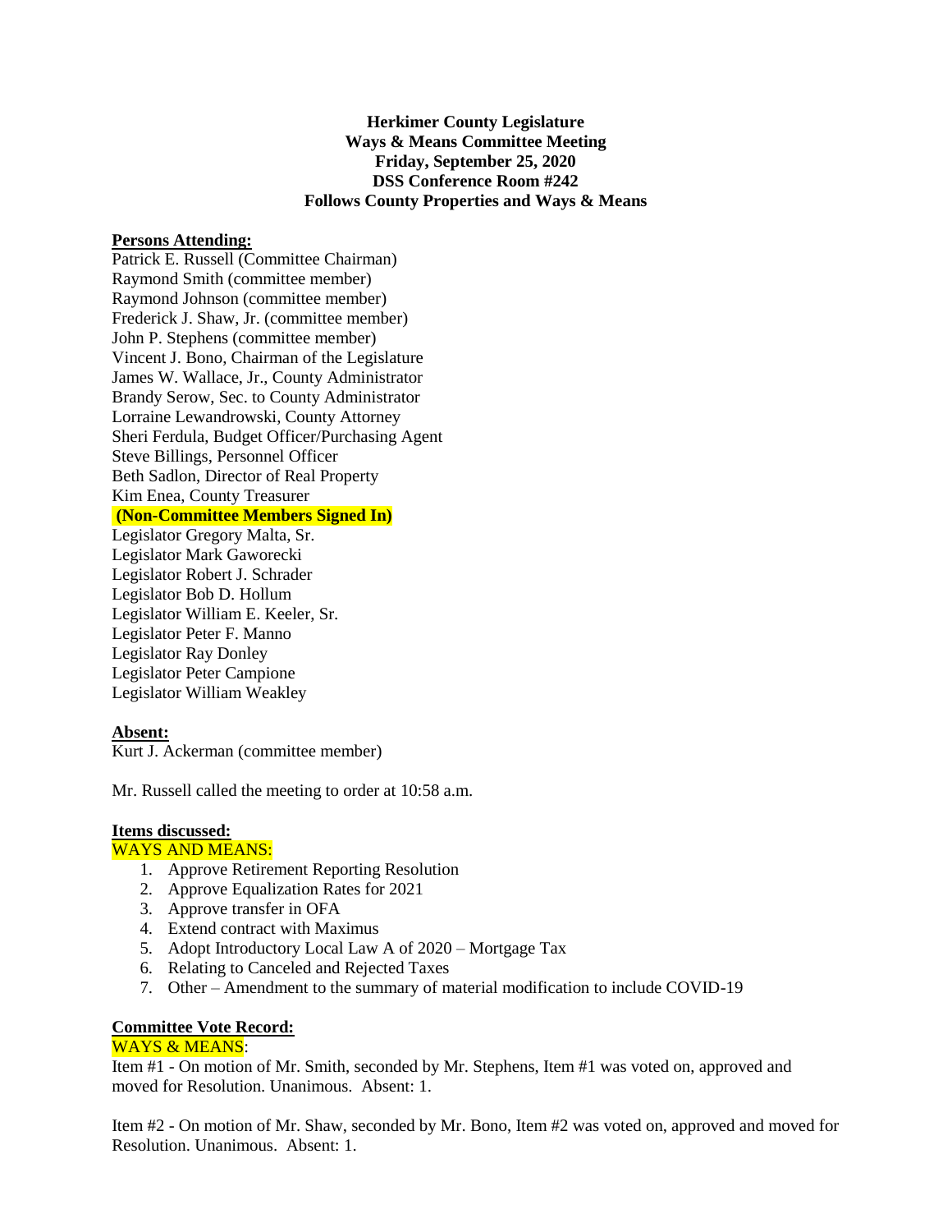**Herkimer County Legislature**
**Ways & Means Committee Meeting**
**Friday, September 25, 2020**
**DSS Conference Room #242**
**Follows County Properties and Ways & Means**

**Persons Attending:**

Patrick E. Russell (Committee Chairman)
Raymond Smith (committee member)
Raymond Johnson (committee member)
Frederick J. Shaw, Jr. (committee member)
John P. Stephens (committee member)
Vincent J. Bono, Chairman of the Legislature
James W. Wallace, Jr., County Administrator
Brandy Serow, Sec. to County Administrator
Lorraine Lewandrowski, County Attorney
Sheri Ferdula, Budget Officer/Purchasing Agent
Steve Billings, Personnel Officer
Beth Sadlon, Director of Real Property
Kim Enea, County Treasurer

**(Non-Committee Members Signed In)**

Legislator Gregory Malta, Sr.
Legislator Mark Gaworecki
Legislator Robert J. Schrader
Legislator Bob D. Hollum
Legislator William E. Keeler, Sr.
Legislator Peter F. Manno
Legislator Ray Donley
Legislator Peter Campione
Legislator William Weakley

**Absent:**

Kurt J. Ackerman (committee member)

Mr. Russell called the meeting to order at 10:58 a.m.

**Items discussed:**

WAYS AND MEANS:

1. Approve Retirement Reporting Resolution
2. Approve Equalization Rates for 2021
3. Approve transfer in OFA
4. Extend contract with Maximus
5. Adopt Introductory Local Law A of 2020 – Mortgage Tax
6. Relating to Canceled and Rejected Taxes
7. Other – Amendment to the summary of material modification to include COVID-19

**Committee Vote Record:**

WAYS & MEANS:

Item #1 - On motion of Mr. Smith, seconded by Mr. Stephens, Item #1 was voted on, approved and moved for Resolution. Unanimous. Absent: 1.

Item #2 - On motion of Mr. Shaw, seconded by Mr. Bono, Item #2 was voted on, approved and moved for Resolution. Unanimous. Absent: 1.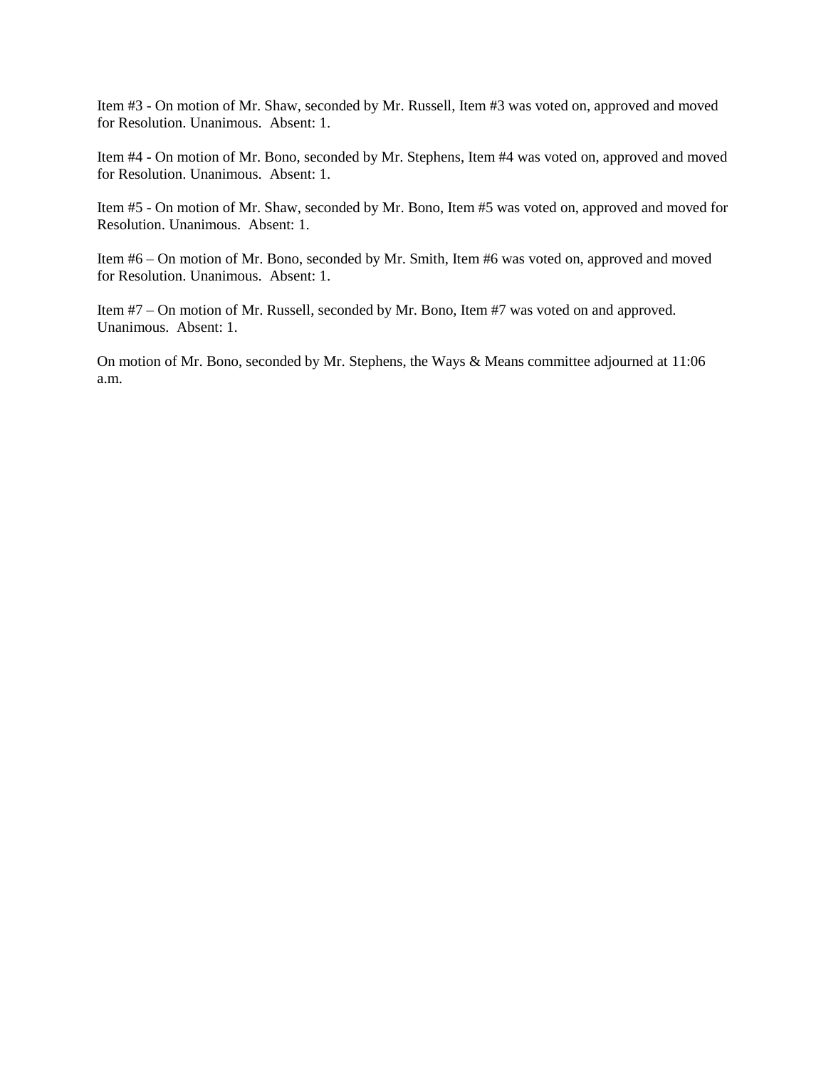Item #3 - On motion of Mr. Shaw, seconded by Mr. Russell, Item #3 was voted on, approved and moved for Resolution. Unanimous. Absent: 1.

Item #4 - On motion of Mr. Bono, seconded by Mr. Stephens, Item #4 was voted on, approved and moved for Resolution. Unanimous. Absent: 1.

Item #5 - On motion of Mr. Shaw, seconded by Mr. Bono, Item #5 was voted on, approved and moved for Resolution. Unanimous. Absent: 1.

Item #6 – On motion of Mr. Bono, seconded by Mr. Smith, Item #6 was voted on, approved and moved for Resolution. Unanimous. Absent: 1.

Item #7 – On motion of Mr. Russell, seconded by Mr. Bono, Item #7 was voted on and approved. Unanimous. Absent: 1.

On motion of Mr. Bono, seconded by Mr. Stephens, the Ways & Means committee adjourned at 11:06 a.m.